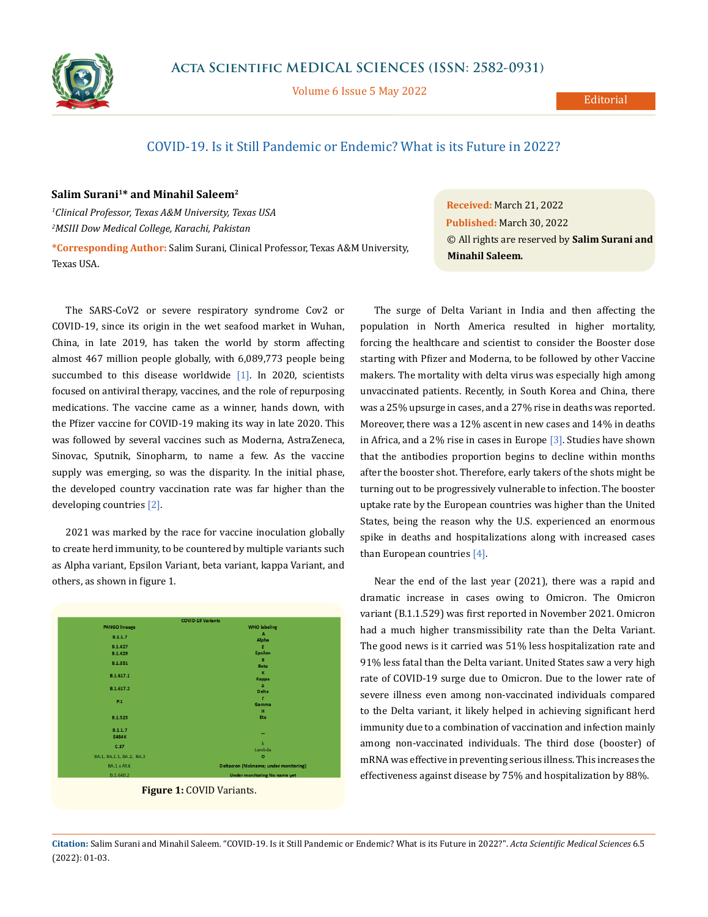# COVID-19. Is it Still Pandemic or Endemic? What is its Future in 2022?

**Salim Surani[1]* and Minahil Saleem[2]**

*[1]Clinical Professor, Texas A&M University, Texas USA*
*[2]MSIII Dow Medical College, Karachi, Pakistan*

***Corresponding Author:** Salim Surani, Clinical Professor, Texas A&M University, Texas USA.

**Received:** March 21, 2022
**Published:** March 30, 2022
© All rights are reserved by **Salim Surani and Minahil Saleem.**

The SARS-CoV2 or severe respiratory syndrome Cov2 or COVID-19, since its origin in the wet seafood market in Wuhan, China, in late 2019, has taken the world by storm affecting almost 467 million people globally, with 6,089,773 people being succumbed to this disease worldwide [1]. In 2020, scientists focused on antiviral therapy, vaccines, and the role of repurposing medications. The vaccine came as a winner, hands down, with the Pfizer vaccine for COVID-19 making its way in late 2020. This was followed by several vaccines such as Moderna, AstraZeneca, Sinovac, Sputnik, Sinopharm, to name a few. As the vaccine supply was emerging, so was the disparity. In the initial phase, the developed country vaccination rate was far higher than the developing countries [2].

2021 was marked by the race for vaccine inoculation globally to create herd immunity, to be countered by multiple variants such as Alpha variant, Epsilon Variant, beta variant, kappa Variant, and others, as shown in figure 1.

| COVID-19 Variants | |
|---|---|
| PANGO lineage | WHO labeling |
| B.1.1.7 | A Alpha |
| B.1.427 B.1.429 | E Epsilon |
| B.1.351 | B Beta |
| B.1.617.1 | K Kappa |
| B.1.617.2 | Δ Delta |
| P.1 | Γ Gamma |
| B.1.525 | H Eta |
| B.1.1.7 E484K | -- |
| C.37 | λ Lambda |
| BA.1, BA.1.1, BA.2, BA.3 | O |
| BA.1 x AY.4 | Deltacron (Nickname; under monitoring) |
| B.1.640.2 | Under monitoring No name yet |

**Figure 1:** COVID Variants.

The surge of Delta Variant in India and then affecting the population in North America resulted in higher mortality, forcing the healthcare and scientist to consider the Booster dose starting with Pfizer and Moderna, to be followed by other Vaccine makers. The mortality with delta virus was especially high among unvaccinated patients. Recently, in South Korea and China, there was a 25% upsurge in cases, and a 27% rise in deaths was reported. Moreover, there was a 12% ascent in new cases and 14% in deaths in Africa, and a 2% rise in cases in Europe [3]. Studies have shown that the antibodies proportion begins to decline within months after the booster shot. Therefore, early takers of the shots might be turning out to be progressively vulnerable to infection. The booster uptake rate by the European countries was higher than the United States, being the reason why the U.S. experienced an enormous spike in deaths and hospitalizations along with increased cases than European countries [4].

Near the end of the last year (2021), there was a rapid and dramatic increase in cases owing to Omicron. The Omicron variant (B.1.1.529) was first reported in November 2021. Omicron had a much higher transmissibility rate than the Delta Variant. The good news is it carried was 51% less hospitalization rate and 91% less fatal than the Delta variant. United States saw a very high rate of COVID-19 surge due to Omicron. Due to the lower rate of severe illness even among non-vaccinated individuals compared to the Delta variant, it likely helped in achieving significant herd immunity due to a combination of vaccination and infection mainly among non-vaccinated individuals. The third dose (booster) of mRNA was effective in preventing serious illness. This increases the effectiveness against disease by 75% and hospitalization by 88%.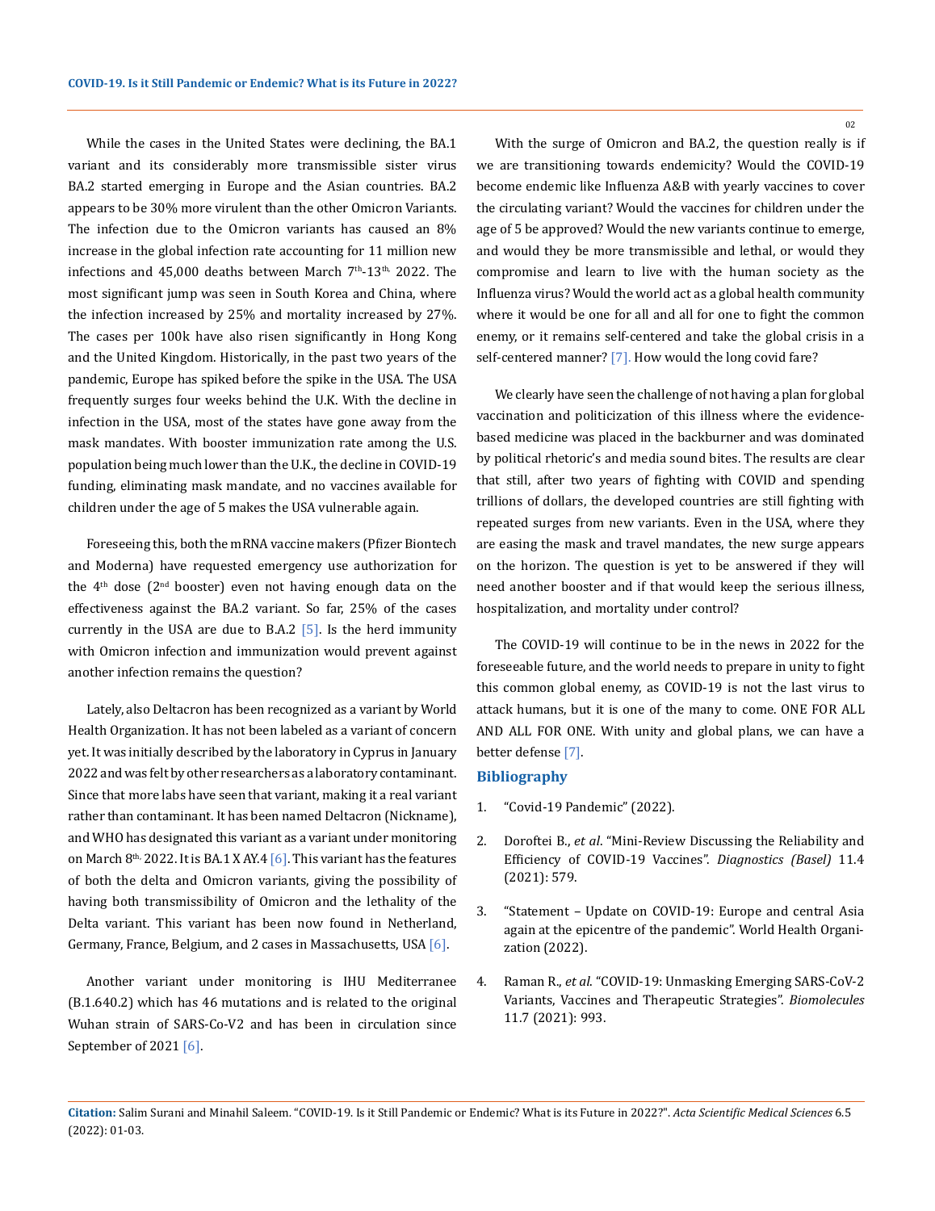While the cases in the United States were declining, the BA.1 variant and its considerably more transmissible sister virus BA.2 started emerging in Europe and the Asian countries. BA.2 appears to be 30% more virulent than the other Omicron Variants. The infection due to the Omicron variants has caused an 8% increase in the global infection rate accounting for 11 million new infections and 45,000 deaths between March 7th-13th, 2022. The most significant jump was seen in South Korea and China, where the infection increased by 25% and mortality increased by 27%. The cases per 100k have also risen significantly in Hong Kong and the United Kingdom. Historically, in the past two years of the pandemic, Europe has spiked before the spike in the USA. The USA frequently surges four weeks behind the U.K. With the decline in infection in the USA, most of the states have gone away from the mask mandates. With booster immunization rate among the U.S. population being much lower than the U.K., the decline in COVID-19 funding, eliminating mask mandate, and no vaccines available for children under the age of 5 makes the USA vulnerable again.

Foreseeing this, both the mRNA vaccine makers (Pfizer Biontech and Moderna) have requested emergency use authorization for the 4th dose (2nd booster) even not having enough data on the effectiveness against the BA.2 variant. So far, 25% of the cases currently in the USA are due to B.A.2 [5]. Is the herd immunity with Omicron infection and immunization would prevent against another infection remains the question?

Lately, also Deltacron has been recognized as a variant by World Health Organization. It has not been labeled as a variant of concern yet. It was initially described by the laboratory in Cyprus in January 2022 and was felt by other researchers as a laboratory contaminant. Since that more labs have seen that variant, making it a real variant rather than contaminant. It has been named Deltacron (Nickname), and WHO has designated this variant as a variant under monitoring on March 8th, 2022. It is BA.1 X AY.4 [6]. This variant has the features of both the delta and Omicron variants, giving the possibility of having both transmissibility of Omicron and the lethality of the Delta variant. This variant has been now found in Netherland, Germany, France, Belgium, and 2 cases in Massachusetts, USA [6].

Another variant under monitoring is IHU Mediterranee (B.1.640.2) which has 46 mutations and is related to the original Wuhan strain of SARS-Co-V2 and has been in circulation since September of 2021 [6].

With the surge of Omicron and BA.2, the question really is if we are transitioning towards endemicity? Would the COVID-19 become endemic like Influenza A&B with yearly vaccines to cover the circulating variant? Would the vaccines for children under the age of 5 be approved? Would the new variants continue to emerge, and would they be more transmissible and lethal, or would they compromise and learn to live with the human society as the Influenza virus? Would the world act as a global health community where it would be one for all and all for one to fight the common enemy, or it remains self-centered and take the global crisis in a self-centered manner? [7]. How would the long covid fare?

We clearly have seen the challenge of not having a plan for global vaccination and politicization of this illness where the evidence-based medicine was placed in the backburner and was dominated by political rhetoric's and media sound bites. The results are clear that still, after two years of fighting with COVID and spending trillions of dollars, the developed countries are still fighting with repeated surges from new variants. Even in the USA, where they are easing the mask and travel mandates, the new surge appears on the horizon. The question is yet to be answered if they will need another booster and if that would keep the serious illness, hospitalization, and mortality under control?

The COVID-19 will continue to be in the news in 2022 for the foreseeable future, and the world needs to prepare in unity to fight this common global enemy, as COVID-19 is not the last virus to attack humans, but it is one of the many to come. ONE FOR ALL AND ALL FOR ONE. With unity and global plans, we can have a better defense [7].

## Bibliography

1. "Covid-19 Pandemic" (2022).
2. Doroftei B., *et al*. "Mini-Review Discussing the Reliability and Efficiency of COVID-19 Vaccines". *Diagnostics (Basel)* 11.4 (2021): 579.
3. "Statement – Update on COVID-19: Europe and central Asia again at the epicentre of the pandemic". World Health Organization (2022).
4. Raman R., *et al*. "COVID-19: Unmasking Emerging SARS-CoV-2 Variants, Vaccines and Therapeutic Strategies". *Biomolecules* 11.7 (2021): 993.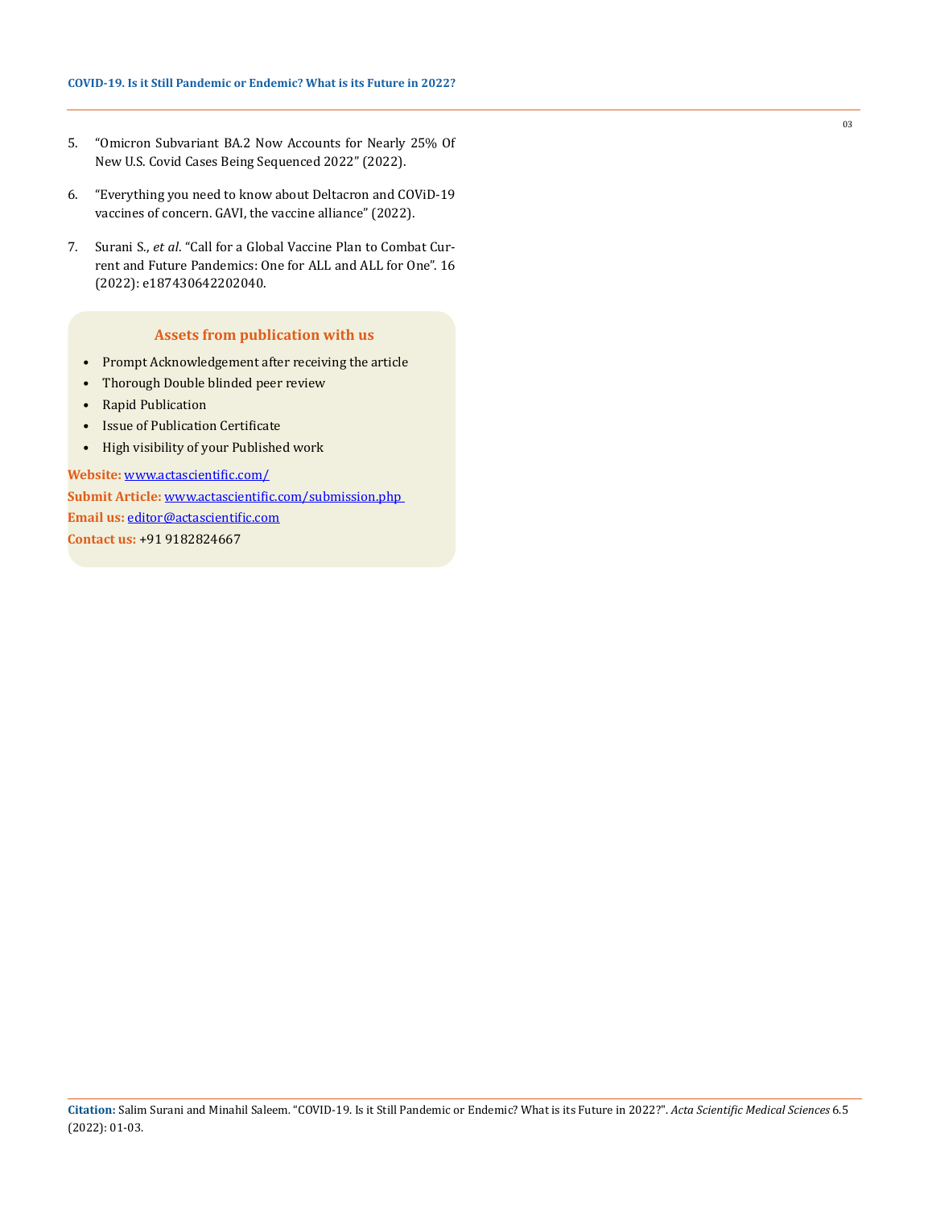5. "Omicron Subvariant BA.2 Now Accounts for Nearly 25% Of New U.S. Covid Cases Being Sequenced 2022" (2022).

6. "Everything you need to know about Deltacron and COViD-19 vaccines of concern. GAVI, the vaccine alliance" (2022).

7. Surani S., *et al*. "Call for a Global Vaccine Plan to Combat Current and Future Pandemics: One for ALL and ALL for One". 16 (2022): e187430642202040.

### Assets from publication with us

- Prompt Acknowledgement after receiving the article
- Thorough Double blinded peer review
- Rapid Publication
- Issue of Publication Certificate
- High visibility of your Published work

**Website:** www.actascientific.com/

**Submit Article:** www.actascientific.com/submission.php

**Email us:** editor@actascientific.com

**Contact us:** +91 9182824667

**Citation:** Salim Surani and Minahil Saleem. "COVID-19. Is it Still Pandemic or Endemic? What is its Future in 2022?". *Acta Scientific Medical Sciences* 6.5 (2022): 01-03.